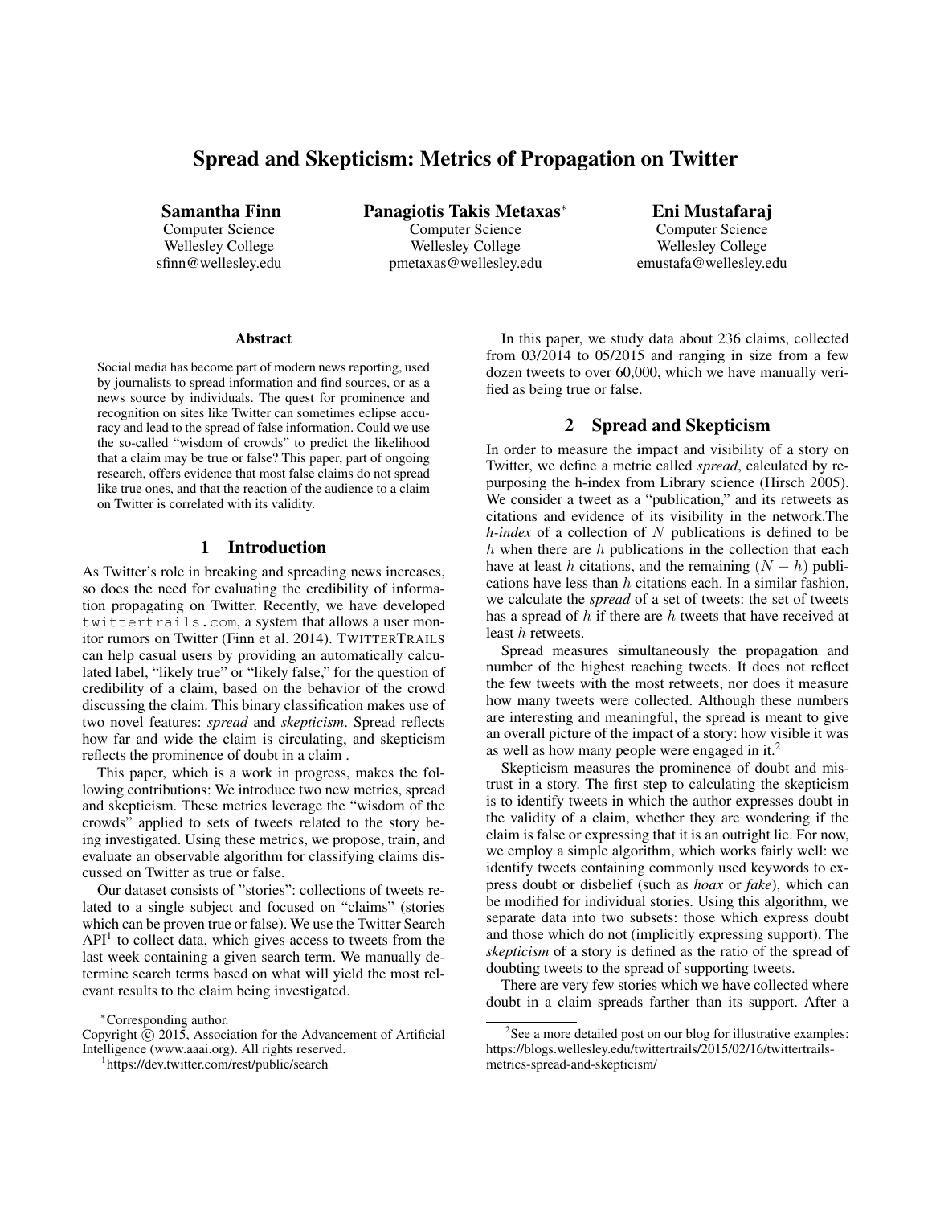# Spread and Skepticism: Metrics of Propagation on Twitter

**Samantha Finn**
Computer Science
Wellesley College
sfinn@wellesley.edu

**Panagiotis Takis Metaxas***
Computer Science
Wellesley College
pmetaxas@wellesley.edu

**Eni Mustafaraj**
Computer Science
Wellesley College
emustafa@wellesley.edu

### Abstract

Social media has become part of modern news reporting, used by journalists to spread information and find sources, or as a news source by individuals. The quest for prominence and recognition on sites like Twitter can sometimes eclipse accuracy and lead to the spread of false information. Could we use the so-called "wisdom of crowds" to predict the likelihood that a claim may be true or false? This paper, part of ongoing research, offers evidence that most false claims do not spread like true ones, and that the reaction of the audience to a claim on Twitter is correlated with its validity.

## 1 Introduction

As Twitter's role in breaking and spreading news increases, so does the need for evaluating the credibility of information propagating on Twitter. Recently, we have developed `twittertrails.com`, a system that allows a user monitor rumors on Twitter (Finn et al. 2014). TWITTERTRAILS can help casual users by providing an automatically calculated label, "likely true" or "likely false," for the question of credibility of a claim, based on the behavior of the crowd discussing the claim. This binary classification makes use of two novel features: *spread* and *skepticism*. Spread reflects how far and wide the claim is circulating, and skepticism reflects the prominence of doubt in a claim .

This paper, which is a work in progress, makes the following contributions: We introduce two new metrics, spread and skepticism. These metrics leverage the "wisdom of the crowds" applied to sets of tweets related to the story being investigated. Using these metrics, we propose, train, and evaluate an observable algorithm for classifying claims discussed on Twitter as true or false.

Our dataset consists of "stories": collections of tweets related to a single subject and focused on "claims" (stories which can be proven true or false). We use the Twitter Search API[1] to collect data, which gives access to tweets from the last week containing a given search term. We manually determine search terms based on what will yield the most relevant results to the claim being investigated.

In this paper, we study data about 236 claims, collected from 03/2014 to 05/2015 and ranging in size from a few dozen tweets to over 60,000, which we have manually verified as being true or false.

## 2 Spread and Skepticism

In order to measure the impact and visibility of a story on Twitter, we define a metric called *spread*, calculated by repurposing the h-index from Library science (Hirsch 2005). We consider a tweet as a "publication," and its retweets as citations and evidence of its visibility in the network.The *h-index* of a collection of $N$ publications is defined to be $h$ when there are $h$ publications in the collection that each have at least $h$ citations, and the remaining $(N - h)$ publications have less than $h$ citations each. In a similar fashion, we calculate the *spread* of a set of tweets: the set of tweets has a spread of $h$ if there are $h$ tweets that have received at least $h$ retweets.

Spread measures simultaneously the propagation and number of the highest reaching tweets. It does not reflect the few tweets with the most retweets, nor does it measure how many tweets were collected. Although these numbers are interesting and meaningful, the spread is meant to give an overall picture of the impact of a story: how visible it was as well as how many people were engaged in it.[2]

Skepticism measures the prominence of doubt and mistrust in a story. The first step to calculating the skepticism is to identify tweets in which the author expresses doubt in the validity of a claim, whether they are wondering if the claim is false or expressing that it is an outright lie. For now, we employ a simple algorithm, which works fairly well: we identify tweets containing commonly used keywords to express doubt or disbelief (such as *hoax* or *fake*), which can be modified for individual stories. Using this algorithm, we separate data into two subsets: those which express doubt and those which do not (implicitly expressing support). The *skepticism* of a story is defined as the ratio of the spread of doubting tweets to the spread of supporting tweets.

There are very few stories which we have collected where doubt in a claim spreads farther than its support. After a

---

*Corresponding author.

Copyright © 2015, Association for the Advancement of Artificial Intelligence (www.aaai.org). All rights reserved.

[1] https://dev.twitter.com/rest/public/search

[2] See a more detailed post on our blog for illustrative examples: https://blogs.wellesley.edu/twittertrails/2015/02/16/twittertrails-metrics-spread-and-skepticism/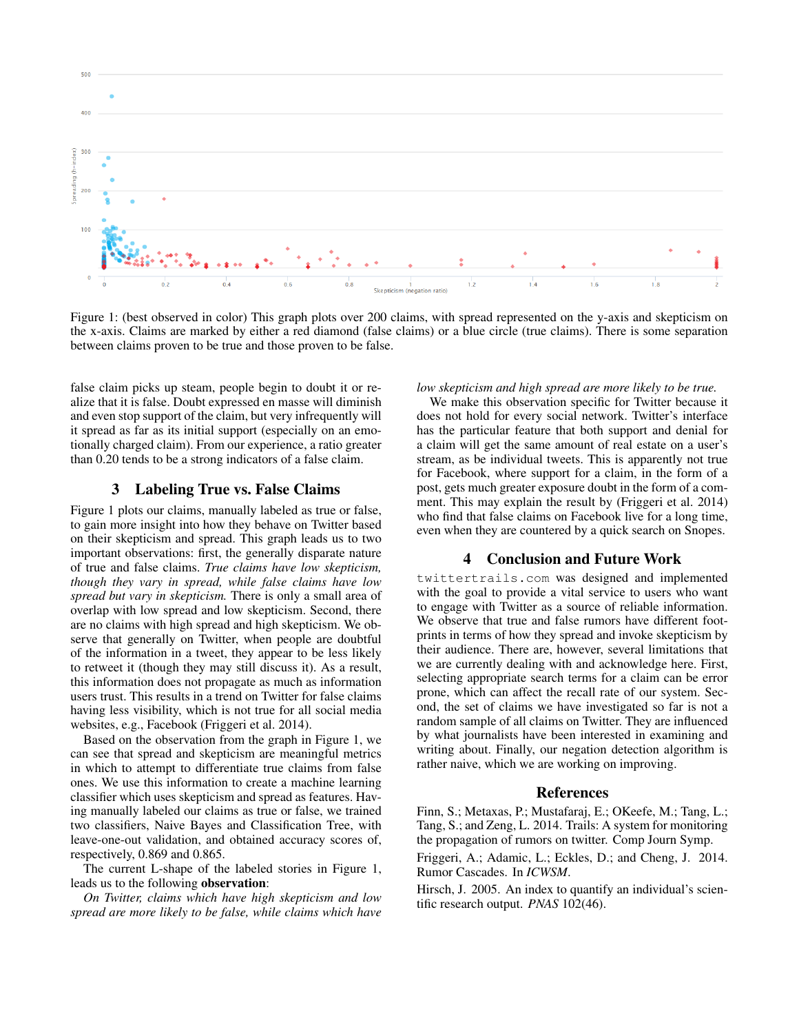500

400

300

200

100

0

Spreading (h-index)

0 0.2 0.4 0.6 0.8 1 1.2 1.4 1.6 1.8 2

Skepticism (negation ratio)

Figure 1: (best observed in color) This graph plots over 200 claims, with spread represented on the y-axis and skepticism on the x-axis. Claims are marked by either a red diamond (false claims) or a blue circle (true claims). There is some separation between claims proven to be true and those proven to be false.

false claim picks up steam, people begin to doubt it or realize that it is false. Doubt expressed en masse will diminish and even stop support of the claim, but very infrequently will it spread as far as its initial support (especially on an emotionally charged claim). From our experience, a ratio greater than 0.20 tends to be a strong indicators of a false claim.

## 3 Labeling True vs. False Claims

Figure 1 plots our claims, manually labeled as true or false, to gain more insight into how they behave on Twitter based on their skepticism and spread. This graph leads us to two important observations: first, the generally disparate nature of true and false claims. *True claims have low skepticism, though they vary in spread, while false claims have low spread but vary in skepticism.* There is only a small area of overlap with low spread and low skepticism. Second, there are no claims with high spread and high skepticism. We observe that generally on Twitter, when people are doubtful of the information in a tweet, they appear to be less likely to retweet it (though they may still discuss it). As a result, this information does not propagate as much as information users trust. This results in a trend on Twitter for false claims having less visibility, which is not true for all social media websites, e.g., Facebook (Friggeri et al. 2014).

Based on the observation from the graph in Figure 1, we can see that spread and skepticism are meaningful metrics in which to attempt to differentiate true claims from false ones. We use this information to create a machine learning classifier which uses skepticism and spread as features. Having manually labeled our claims as true or false, we trained two classifiers, Naive Bayes and Classification Tree, with leave-one-out validation, and obtained accuracy scores of, respectively, 0.869 and 0.865.

The current L-shape of the labeled stories in Figure 1, leads us to the following **observation**:

*On Twitter, claims which have high skepticism and low spread are more likely to be false, while claims which have low skepticism and high spread are more likely to be true.*

We make this observation specific for Twitter because it does not hold for every social network. Twitter's interface has the particular feature that both support and denial for a claim will get the same amount of real estate on a user's stream, as be individual tweets. This is apparently not true for Facebook, where support for a claim, in the form of a post, gets much greater exposure doubt in the form of a comment. This may explain the result by (Friggeri et al. 2014) who find that false claims on Facebook live for a long time, even when they are countered by a quick search on Snopes.

## 4 Conclusion and Future Work

`twittertrails.com` was designed and implemented with the goal to provide a vital service to users who want to engage with Twitter as a source of reliable information. We observe that true and false rumors have different footprints in terms of how they spread and invoke skepticism by their audience. There are, however, several limitations that we are currently dealing with and acknowledge here. First, selecting appropriate search terms for a claim can be error prone, which can affect the recall rate of our system. Second, the set of claims we have investigated so far is not a random sample of all claims on Twitter. They are influenced by what journalists have been interested in examining and writing about. Finally, our negation detection algorithm is rather naive, which we are working on improving.

## References

Finn, S.; Metaxas, P.; Mustafaraj, E.; OKeefe, M.; Tang, L.; Tang, S.; and Zeng, L. 2014. Trails: A system for monitoring the propagation of rumors on twitter. Comp Journ Symp.

Friggeri, A.; Adamic, L.; Eckles, D.; and Cheng, J. 2014. Rumor Cascades. In *ICWSM*.

Hirsch, J. 2005. An index to quantify an individual's scientific research output. *PNAS* 102(46).